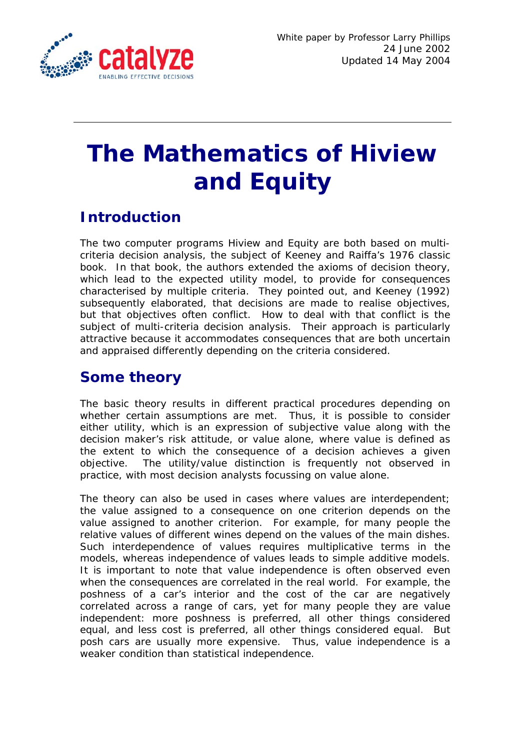White paper by Professor Larry Phillips
24 June 2002
Updated 14 May 2004

# The Mathematics of Hiview and Equity

## Introduction

The two computer programs Hiview and Equity are both based on multi-criteria decision analysis, the subject of Keeney and Raiffa's 1976 classic book. In that book, the authors extended the axioms of decision theory, which lead to the expected utility model, to provide for consequences characterised by multiple criteria. They pointed out, and Keeney (1992) subsequently elaborated, that decisions are made to realise objectives, but that objectives often conflict. How to deal with that conflict is the subject of multi-criteria decision analysis. Their approach is particularly attractive because it accommodates consequences that are both uncertain and appraised differently depending on the criteria considered.

## Some theory

The basic theory results in different practical procedures depending on whether certain assumptions are met. Thus, it is possible to consider either utility, which is an expression of subjective value along with the decision maker's risk attitude, or value alone, where value is defined as the extent to which the consequence of a decision achieves a given objective. The utility/value distinction is frequently not observed in practice, with most decision analysts focussing on value alone.

The theory can also be used in cases where values are interdependent; the value assigned to a consequence on one criterion depends on the value assigned to another criterion. For example, for many people the relative values of different wines depend on the values of the main dishes. Such interdependence of values requires multiplicative terms in the models, whereas independence of values leads to simple additive models. It is important to note that value independence is often observed even when the consequences are correlated in the real world. For example, the poshness of a car's interior and the cost of the car are negatively correlated across a range of cars, yet for many people they are value independent: more poshness is preferred, all other things considered equal, and less cost is preferred, all other things considered equal. But posh cars are usually more expensive. Thus, value independence is a weaker condition than statistical independence.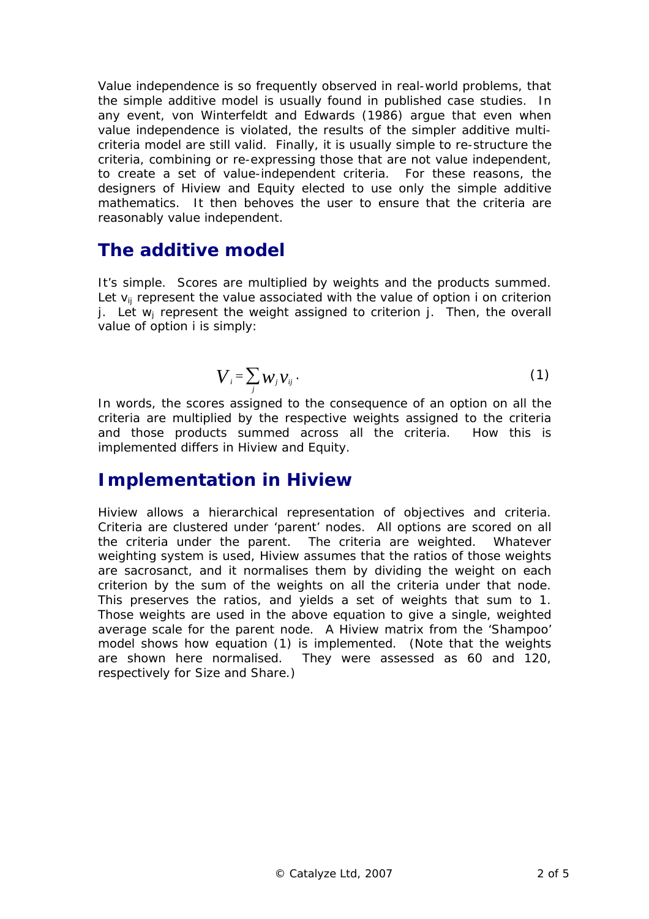Value independence is so frequently observed in real-world problems, that the simple additive model is usually found in published case studies. In any event, von Winterfeldt and Edwards (1986) argue that even when value independence is violated, the results of the simpler additive multi-criteria model are still valid. Finally, it is usually simple to re-structure the criteria, combining or re-expressing those that are not value independent, to create a set of value-independent criteria. For these reasons, the designers of Hiview and Equity elected to use only the simple additive mathematics. It then behoves the user to ensure that the criteria are reasonably value independent.

## The additive model

It's simple. Scores are multiplied by weights and the products summed. Let $v_{ij}$ represent the value associated with the value of option i on criterion j. Let $w_j$ represent the weight assigned to criterion j. Then, the overall value of option i is simply:

$$V_i = \sum_j w_j v_{ij} \,. \tag{1}$$

In words, the scores assigned to the consequence of an option on all the criteria are multiplied by the respective weights assigned to the criteria and those products summed across all the criteria. How this is implemented differs in Hiview and Equity.

## Implementation in Hiview

Hiview allows a hierarchical representation of objectives and criteria. Criteria are clustered under 'parent' nodes. All options are scored on all the criteria under the parent. The criteria are weighted. Whatever weighting system is used, Hiview assumes that the ratios of those weights are sacrosanct, and it normalises them by dividing the weight on each criterion by the sum of the weights on all the criteria under that node. This preserves the ratios, and yields a set of weights that sum to 1. Those weights are used in the above equation to give a single, weighted average scale for the parent node. A Hiview matrix from the 'Shampoo' model shows how equation (1) is implemented. (Note that the weights are shown here normalised. They were assessed as 60 and 120, respectively for Size and Share.)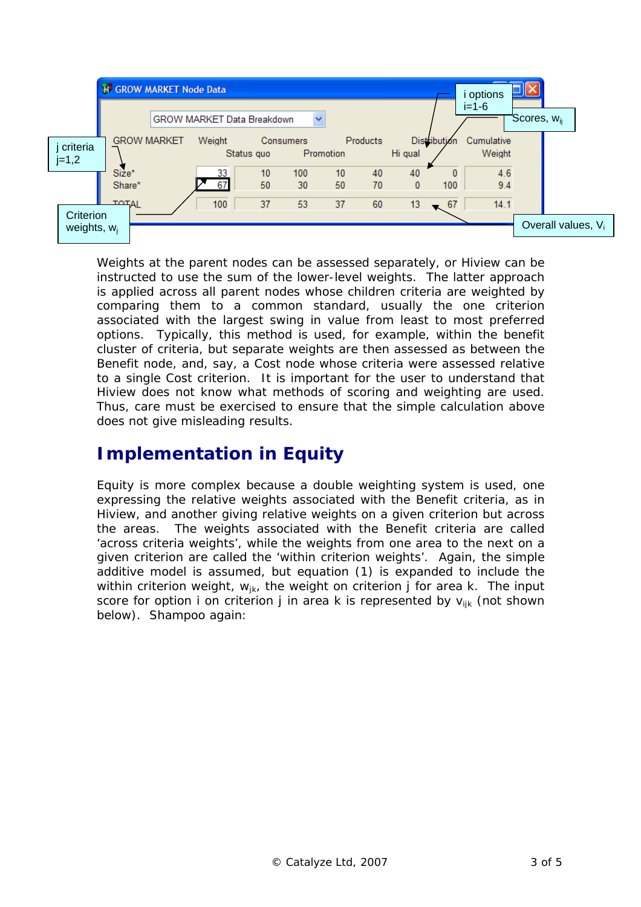GROW MARKET Node Data

GROW MARKET Data Breakdown

| GROW MARKET | Weight | Status quo | Consumers | Promotion | Products | Hi qual | Distribution | Cumulative Weight |
|---|---|---|---|---|---|---|---|---|
| Size* | 33 | 10 | 100 | 10 | 40 | 40 | 0 | 4.6 |
| Share* | 67 | 50 | 30 | 50 | 70 | 0 | 100 | 9.4 |
| TOTAL | 100 | 37 | 53 | 37 | 60 | 13 | 67 | 14.1 |

j criteria j=1,2

Criterion weights, $w_j$

i options i=1-6

Scores, $w_{ij}$

Overall values, $V_i$

Weights at the parent nodes can be assessed separately, or Hiview can be instructed to use the sum of the lower-level weights. The latter approach is applied across all parent nodes whose children criteria are weighted by comparing them to a common standard, usually the one criterion associated with the largest swing in value from least to most preferred options. Typically, this method is used, for example, within the benefit cluster of criteria, but separate weights are then assessed as between the Benefit node, and, say, a Cost node whose criteria were assessed relative to a single Cost criterion. It is important for the user to understand that Hiview does not know what methods of scoring and weighting are used. Thus, care must be exercised to ensure that the simple calculation above does not give misleading results.

## Implementation in Equity

Equity is more complex because a double weighting system is used, one expressing the relative weights associated with the Benefit criteria, as in Hiview, and another giving relative weights on a given criterion but across the areas. The weights associated with the Benefit criteria are called 'across criteria weights', while the weights from one area to the next on a given criterion are called the 'within criterion weights'. Again, the simple additive model is assumed, but equation (1) is expanded to include the within criterion weight, $w_{jk}$, the weight on criterion j for area k. The input score for option i on criterion j in area k is represented by $v_{ijk}$ (not shown below). Shampoo again: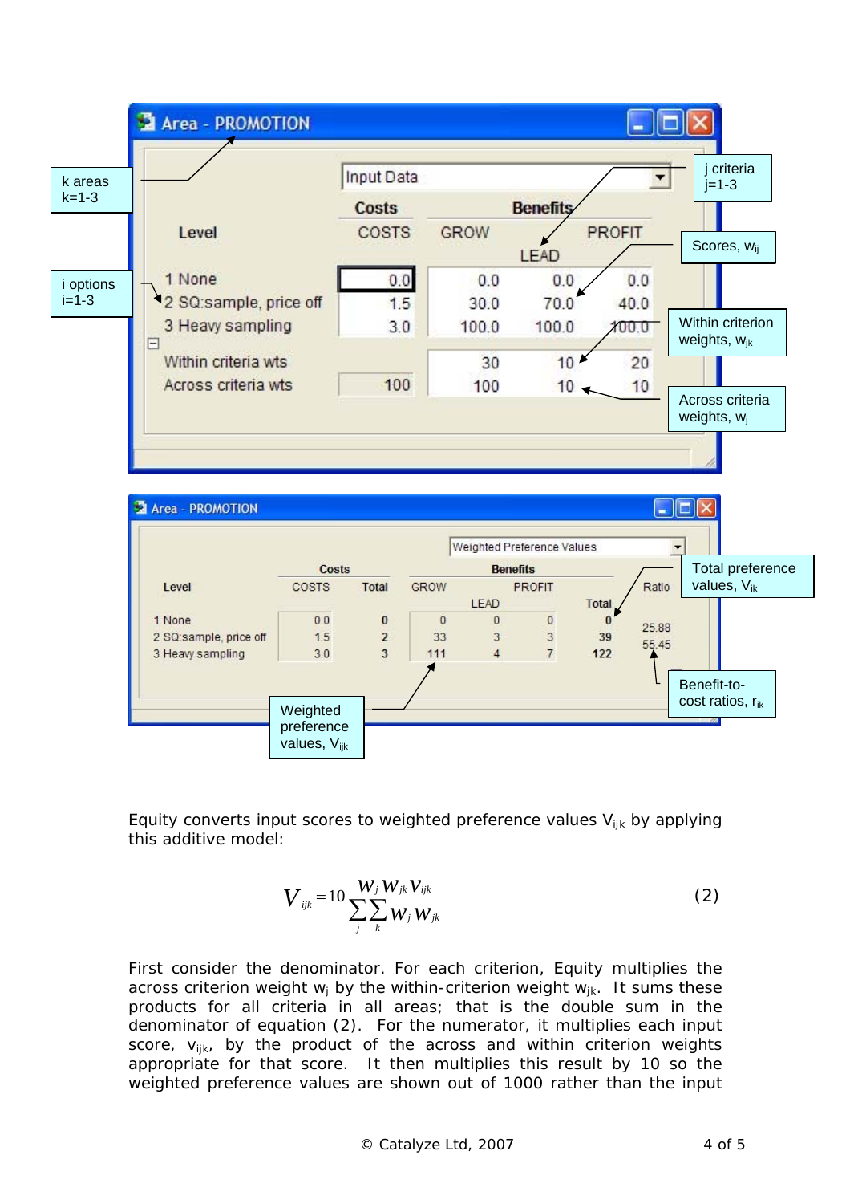**Area - PROMOTION** (Input Data)

| Level | Costs COSTS | Benefits GROW | LEAD | PROFIT |
|---|---|---|---|---|
| 1 None | 0.0 | 0.0 | 0.0 | 0.0 |
| 2 SQ:sample, price off | 1.5 | 30.0 | 70.0 | 40.0 |
| 3 Heavy sampling | 3.0 | 100.0 | 100.0 | 100.0 |
| Within criteria wts | | 30 | 10 | 20 |
| Across criteria wts | 100 | 100 | 10 | 10 |

Annotations: k areas k=1-3; i options i=1-3; j criteria j=1-3; Scores, $v_{ij}$; Within criterion weights, $w_{jk}$; Across criteria weights, $w_j$

**Area - PROMOTION** (Weighted Preference Values)

| Level | Costs COSTS | Total | Benefits GROW | LEAD | PROFIT | Total | Ratio |
|---|---|---|---|---|---|---|---|
| 1 None | 0.0 | 0 | 0 | 0 | 0 | 0 | |
| 2 SQ:sample, price off | 1.5 | 2 | 33 | 3 | 3 | 39 | 25.88 |
| 3 Heavy sampling | 3.0 | 3 | 111 | 4 | 7 | 122 | 55.45 |

Annotations: Total preference values, $V_{ik}$; Weighted preference values, $V_{ijk}$; Benefit-to-cost ratios, $r_{ik}$

Equity converts input scores to weighted preference values $V_{ijk}$ by applying this additive model:

$$V_{ijk} = 10\frac{w_j w_{jk} v_{ijk}}{\sum_j \sum_k w_j w_{jk}} \tag{2}$$

First consider the denominator. For each criterion, Equity multiplies the across criterion weight $w_j$ by the within-criterion weight $w_{jk}$. It sums these products for all criteria in all areas; that is the double sum in the denominator of equation (2). For the numerator, it multiplies each input score, $v_{ijk}$, by the product of the across and within criterion weights appropriate for that score. It then multiplies this result by 10 so the weighted preference values are shown out of 1000 rather than the input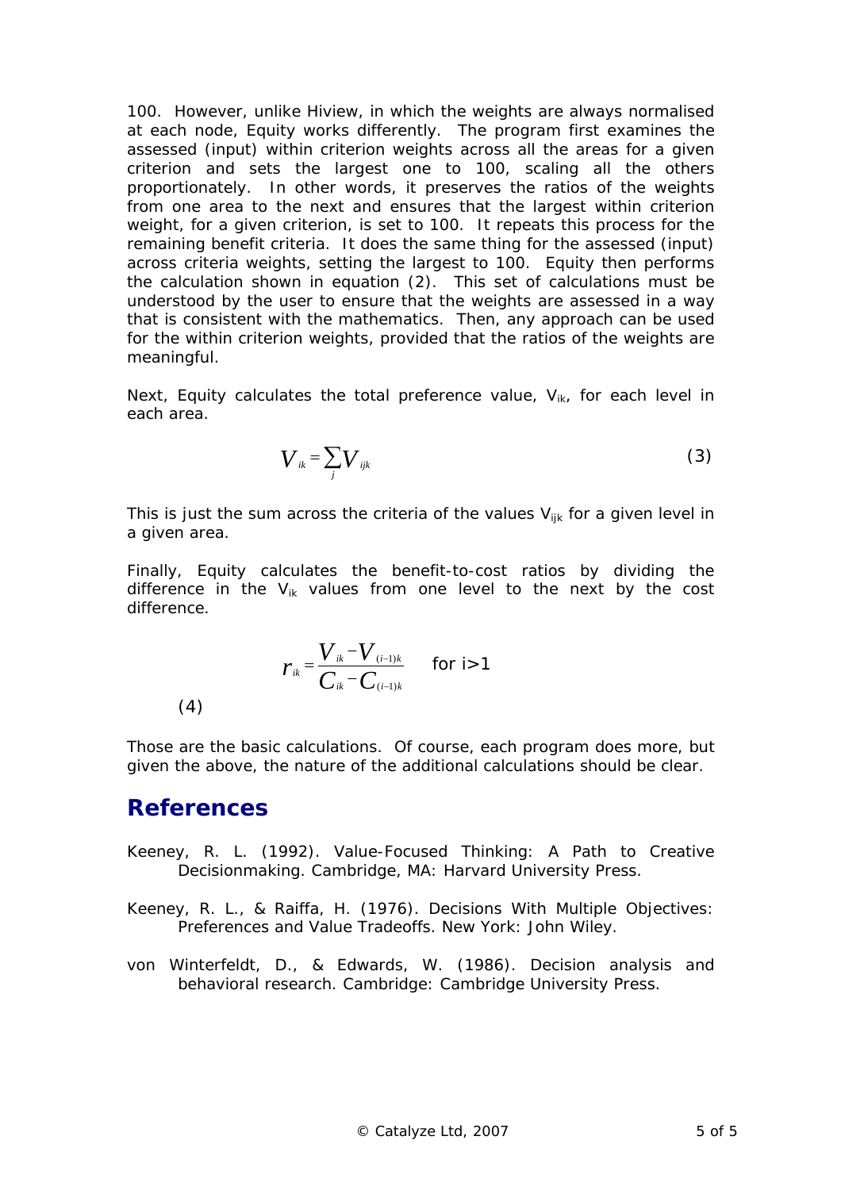100. However, unlike Hiview, in which the weights are always normalised at each node, Equity works differently. The program first examines the assessed (input) within criterion weights across all the areas for a given criterion and sets the largest one to 100, scaling all the others proportionately. In other words, it preserves the ratios of the weights from one area to the next and ensures that the largest within criterion weight, for a given criterion, is set to 100. It repeats this process for the remaining benefit criteria. It does the same thing for the assessed (input) across criteria weights, setting the largest to 100. Equity then performs the calculation shown in equation (2). This set of calculations must be understood by the user to ensure that the weights are assessed in a way that is consistent with the mathematics. Then, any approach can be used for the within criterion weights, provided that the ratios of the weights are meaningful.

Next, Equity calculates the total preference value, $V_{ik}$, for each level in each area.

$$V_{ik} = \sum_{j} V_{ijk} \tag{3}$$

This is just the sum across the criteria of the values $V_{ijk}$ for a given level in a given area.

Finally, Equity calculates the benefit-to-cost ratios by dividing the difference in the $V_{ik}$ values from one level to the next by the cost difference.

$$r_{ik} = \frac{V_{ik} - V_{(i-1)k}}{C_{ik} - C_{(i-1)k}} \quad \text{for } i>1 \tag{4}$$

Those are the basic calculations. Of course, each program does more, but given the above, the nature of the additional calculations should be clear.

## References

Keeney, R. L. (1992). Value-Focused Thinking: A Path to Creative Decisionmaking. Cambridge, MA: Harvard University Press.

Keeney, R. L., & Raiffa, H. (1976). Decisions With Multiple Objectives: Preferences and Value Tradeoffs. New York: John Wiley.

von Winterfeldt, D., & Edwards, W. (1986). Decision analysis and behavioral research. Cambridge: Cambridge University Press.

© Catalyze Ltd, 2007